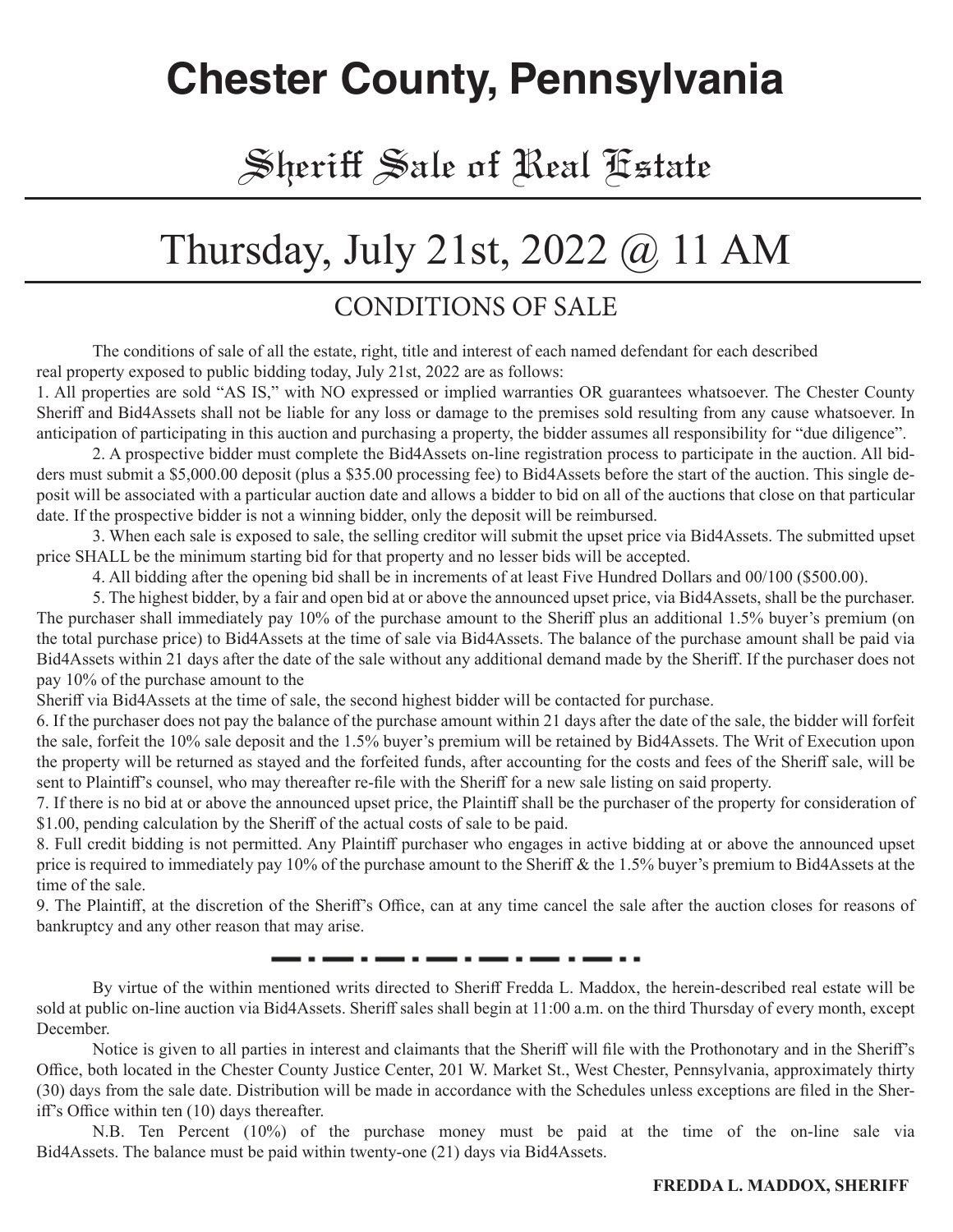# Chester County, Pennsylvania

## Sheriff Sale of Real Estate

# Thursday, July 21st, 2022 @ 11 AM

## CONDITIONS OF SALE

The conditions of sale of all the estate, right, title and interest of each named defendant for each described real property exposed to public bidding today, July 21st, 2022 are as follows:

1. All properties are sold "AS IS," with NO expressed or implied warranties OR guarantees whatsoever. The Chester County Sheriff and Bid4Assets shall not be liable for any loss or damage to the premises sold resulting from any cause whatsoever. In anticipation of participating in this auction and purchasing a property, the bidder assumes all responsibility for "due diligence".

2. A prospective bidder must complete the Bid4Assets on-line registration process to participate in the auction. All bidders must submit a $5,000.00 deposit (plus a $35.00 processing fee) to Bid4Assets before the start of the auction. This single deposit will be associated with a particular auction date and allows a bidder to bid on all of the auctions that close on that particular date. If the prospective bidder is not a winning bidder, only the deposit will be reimbursed.

3. When each sale is exposed to sale, the selling creditor will submit the upset price via Bid4Assets. The submitted upset price SHALL be the minimum starting bid for that property and no lesser bids will be accepted.

4. All bidding after the opening bid shall be in increments of at least Five Hundred Dollars and 00/100 ($500.00).

5. The highest bidder, by a fair and open bid at or above the announced upset price, via Bid4Assets, shall be the purchaser. The purchaser shall immediately pay 10% of the purchase amount to the Sheriff plus an additional 1.5% buyer's premium (on the total purchase price) to Bid4Assets at the time of sale via Bid4Assets. The balance of the purchase amount shall be paid via Bid4Assets within 21 days after the date of the sale without any additional demand made by the Sheriff. If the purchaser does not pay 10% of the purchase amount to the Sheriff via Bid4Assets at the time of sale, the second highest bidder will be contacted for purchase.

6. If the purchaser does not pay the balance of the purchase amount within 21 days after the date of the sale, the bidder will forfeit the sale, forfeit the 10% sale deposit and the 1.5% buyer's premium will be retained by Bid4Assets. The Writ of Execution upon the property will be returned as stayed and the forfeited funds, after accounting for the costs and fees of the Sheriff sale, will be sent to Plaintiff's counsel, who may thereafter re-file with the Sheriff for a new sale listing on said property.

7. If there is no bid at or above the announced upset price, the Plaintiff shall be the purchaser of the property for consideration of $1.00, pending calculation by the Sheriff of the actual costs of sale to be paid.

8. Full credit bidding is not permitted. Any Plaintiff purchaser who engages in active bidding at or above the announced upset price is required to immediately pay 10% of the purchase amount to the Sheriff & the 1.5% buyer's premium to Bid4Assets at the time of the sale.

9. The Plaintiff, at the discretion of the Sheriff's Office, can at any time cancel the sale after the auction closes for reasons of bankruptcy and any other reason that may arise.

---

By virtue of the within mentioned writs directed to Sheriff Fredda L. Maddox, the herein-described real estate will be sold at public on-line auction via Bid4Assets. Sheriff sales shall begin at 11:00 a.m. on the third Thursday of every month, except December.

Notice is given to all parties in interest and claimants that the Sheriff will file with the Prothonotary and in the Sheriff's Office, both located in the Chester County Justice Center, 201 W. Market St., West Chester, Pennsylvania, approximately thirty (30) days from the sale date. Distribution will be made in accordance with the Schedules unless exceptions are filed in the Sheriff's Office within ten (10) days thereafter.

N.B. Ten Percent (10%) of the purchase money must be paid at the time of the on-line sale via Bid4Assets. The balance must be paid within twenty-one (21) days via Bid4Assets.

**FREDDA L. MADDOX, SHERIFF**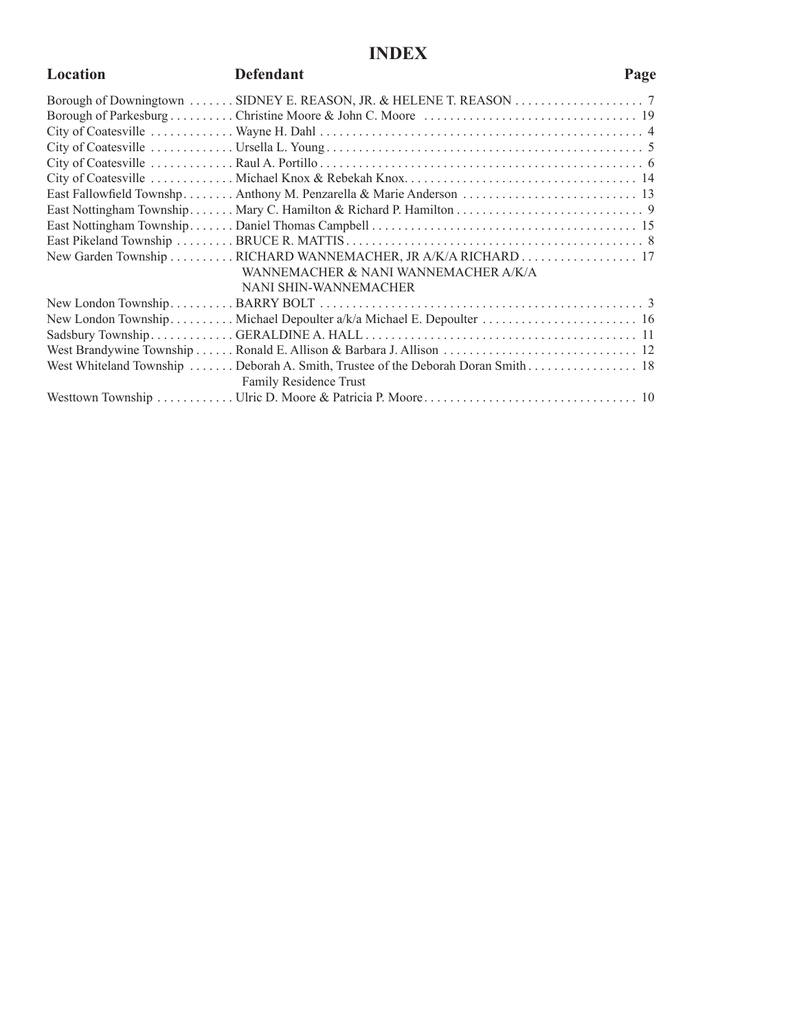# INDEX

| Location | Defendant | Page |
|---|---|---|
| Borough of Downingtown | SIDNEY E. REASON, JR. & HELENE T. REASON | 7 |
| Borough of Parkesburg | Christine Moore & John C. Moore | 19 |
| City of Coatesville | Wayne H. Dahl | 4 |
| City of Coatesville | Ursella L. Young | 5 |
| City of Coatesville | Raul A. Portillo | 6 |
| City of Coatesville | Michael Knox & Rebekah Knox. | 14 |
| East Fallowfield Townshp. | Anthony M. Penzarella & Marie Anderson | 13 |
| East Nottingham Township. | Mary C. Hamilton & Richard P. Hamilton | 9 |
| East Nottingham Township. | Daniel Thomas Campbell | 15 |
| East Pikeland Township | BRUCE R. MATTIS | 8 |
| New Garden Township | RICHARD WANNEMACHER, JR A/K/A RICHARD WANNEMACHER & NANI WANNEMACHER A/K/A NANI SHIN-WANNEMACHER | 17 |
| New London Township. | BARRY BOLT | 3 |
| New London Township. | Michael Depoulter a/k/a Michael E. Depoulter | 16 |
| Sadsbury Township. | GERALDINE A. HALL | 11 |
| West Brandywine Township | Ronald E. Allison & Barbara J. Allison | 12 |
| West Whiteland Township | Deborah A. Smith, Trustee of the Deborah Doran Smith Family Residence Trust | 18 |
| Westtown Township | Ulric D. Moore & Patricia P. Moore. | 10 |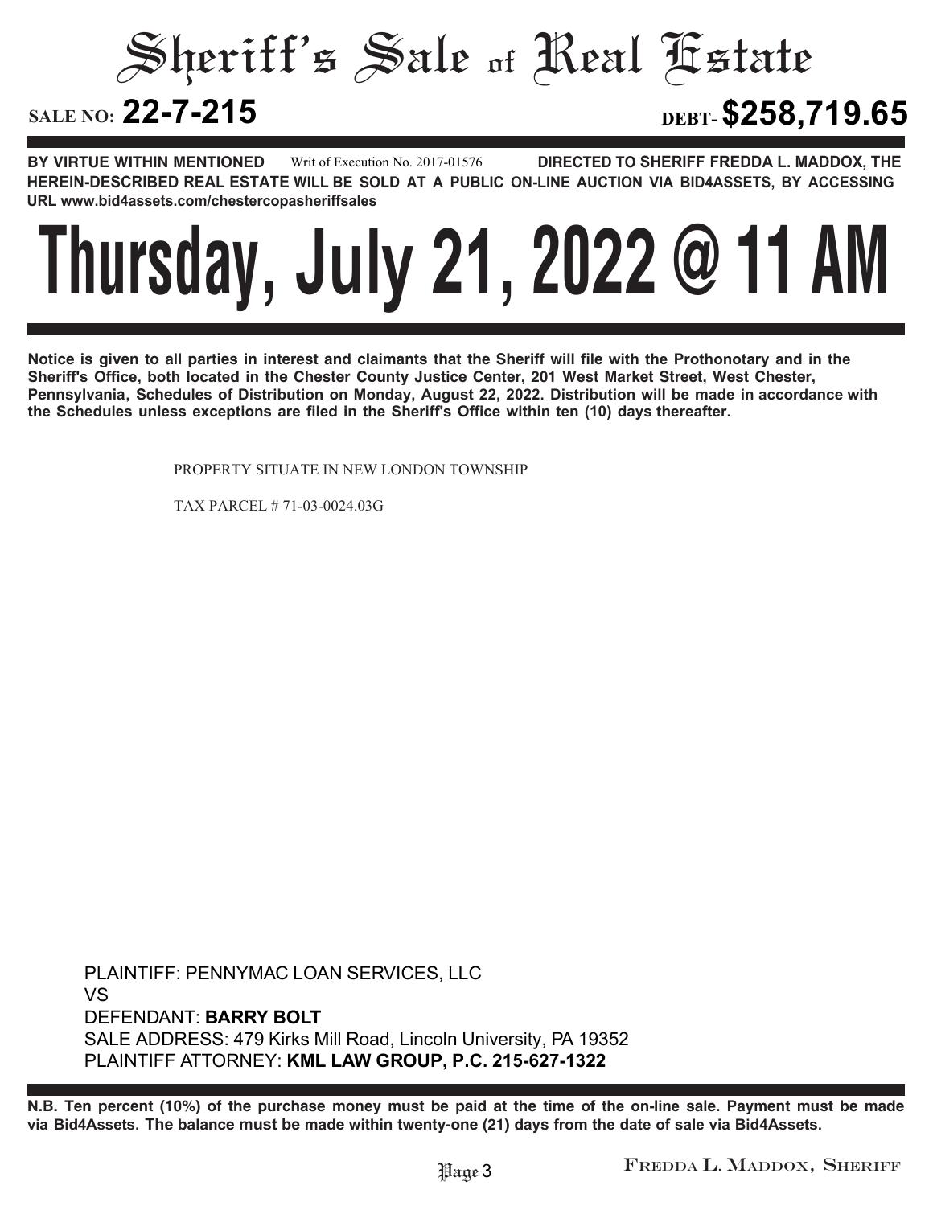# Sheriff's Sale of Real Estate

**SALE NO: 22-7-215** **DEBT- $258,719.65**

**BY VIRTUE WITHIN MENTIONED** Writ of Execution No. 2017-01576 **DIRECTED TO SHERIFF FREDDA L. MADDOX, THE HEREIN-DESCRIBED REAL ESTATE WILL BE SOLD AT A PUBLIC ON-LINE AUCTION VIA BID4ASSETS, BY ACCESSING URL www.bid4assets.com/chestercopasheriffsales**

# Thursday, July 21, 2022 @ 11 AM

**Notice is given to all parties in interest and claimants that the Sheriff will file with the Prothonotary and in the Sheriff's Office, both located in the Chester County Justice Center, 201 West Market Street, West Chester, Pennsylvania, Schedules of Distribution on Monday, August 22, 2022. Distribution will be made in accordance with the Schedules unless exceptions are filed in the Sheriff's Office within ten (10) days thereafter.**

PROPERTY SITUATE IN NEW LONDON TOWNSHIP

TAX PARCEL # 71-03-0024.03G

PLAINTIFF: PENNYMAC LOAN SERVICES, LLC
VS
DEFENDANT: **BARRY BOLT**
SALE ADDRESS: 479 Kirks Mill Road, Lincoln University, PA 19352
PLAINTIFF ATTORNEY: **KML LAW GROUP, P.C. 215-627-1322**

**N.B. Ten percent (10%) of the purchase money must be paid at the time of the on-line sale. Payment must be made via Bid4Assets. The balance must be made within twenty-one (21) days from the date of sale via Bid4Assets.**

FREDDA L. MADDOX, SHERIFF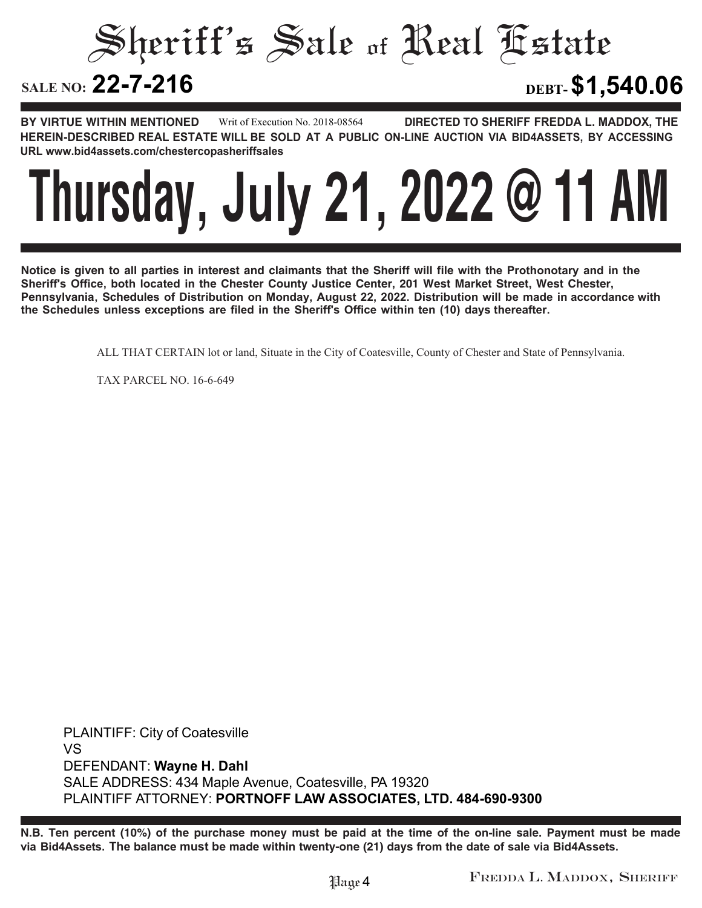# Sheriff's Sale of Real Estate

**SALE NO: 22-7-216** **DEBT- $1,540.06**

**BY VIRTUE WITHIN MENTIONED** Writ of Execution No. 2018-08564 **DIRECTED TO SHERIFF FREDDA L. MADDOX, THE HEREIN-DESCRIBED REAL ESTATE WILL BE SOLD AT A PUBLIC ON-LINE AUCTION VIA BID4ASSETS, BY ACCESSING URL www.bid4assets.com/chestercopasheriffsales**

# Thursday, July 21, 2022 @ 11 AM

**Notice is given to all parties in interest and claimants that the Sheriff will file with the Prothonotary and in the Sheriff's Office, both located in the Chester County Justice Center, 201 West Market Street, West Chester, Pennsylvania, Schedules of Distribution on Monday, August 22, 2022. Distribution will be made in accordance with the Schedules unless exceptions are filed in the Sheriff's Office within ten (10) days thereafter.**

ALL THAT CERTAIN lot or land, Situate in the City of Coatesville, County of Chester and State of Pennsylvania.

TAX PARCEL NO. 16-6-649

PLAINTIFF: City of Coatesville
VS
DEFENDANT: **Wayne H. Dahl**
SALE ADDRESS: 434 Maple Avenue, Coatesville, PA 19320
PLAINTIFF ATTORNEY: **PORTNOFF LAW ASSOCIATES, LTD. 484-690-9300**

**N.B. Ten percent (10%) of the purchase money must be paid at the time of the on-line sale. Payment must be made via Bid4Assets. The balance must be made within twenty-one (21) days from the date of sale via Bid4Assets.**

FREDDA L. MADDOX, SHERIFF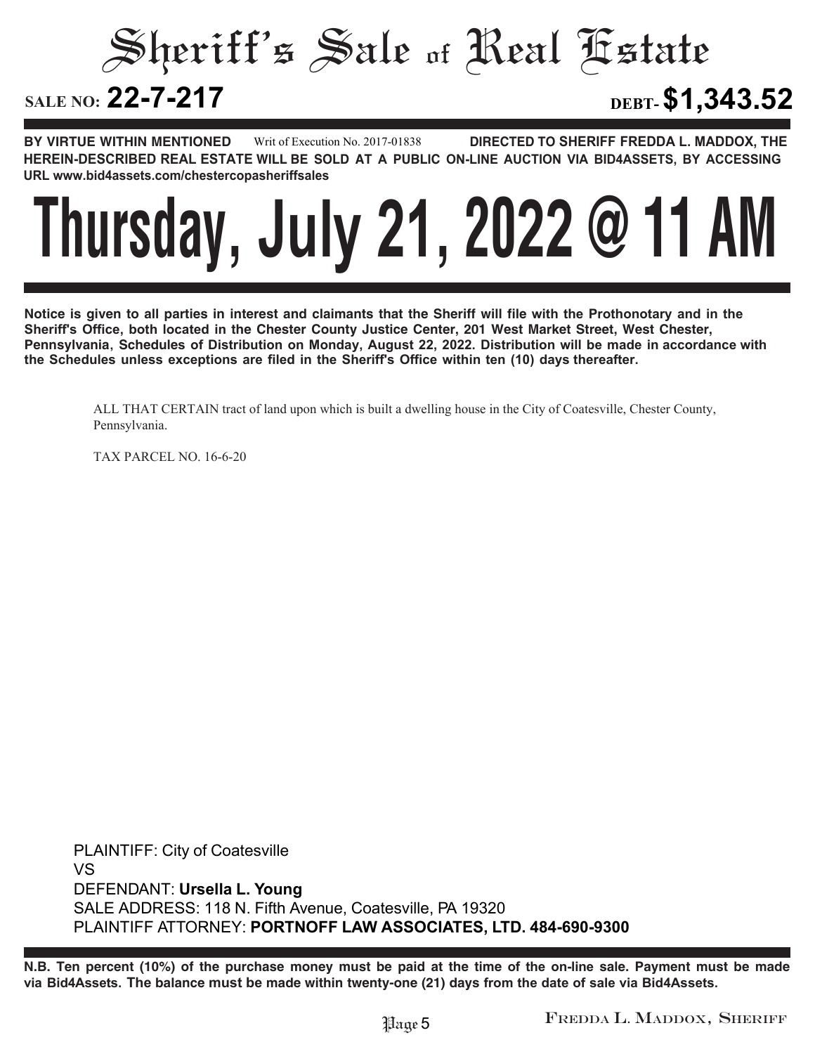# Sheriff's Sale of Real Estate

**SALE NO: 22-7-217** **DEBT- $1,343.52**

**BY VIRTUE WITHIN MENTIONED** Writ of Execution No. 2017-01838 **DIRECTED TO SHERIFF FREDDA L. MADDOX, THE HEREIN-DESCRIBED REAL ESTATE WILL BE SOLD AT A PUBLIC ON-LINE AUCTION VIA BID4ASSETS, BY ACCESSING URL www.bid4assets.com/chestercopasheriffsales**

# Thursday, July 21, 2022 @ 11 AM

**Notice is given to all parties in interest and claimants that the Sheriff will file with the Prothonotary and in the Sheriff's Office, both located in the Chester County Justice Center, 201 West Market Street, West Chester, Pennsylvania, Schedules of Distribution on Monday, August 22, 2022. Distribution will be made in accordance with the Schedules unless exceptions are filed in the Sheriff's Office within ten (10) days thereafter.**

ALL THAT CERTAIN tract of land upon which is built a dwelling house in the City of Coatesville, Chester County, Pennsylvania.

TAX PARCEL NO. 16-6-20

PLAINTIFF: City of Coatesville
VS
DEFENDANT: **Ursella L. Young**
SALE ADDRESS: 118 N. Fifth Avenue, Coatesville, PA 19320
PLAINTIFF ATTORNEY: **PORTNOFF LAW ASSOCIATES, LTD. 484-690-9300**

**N.B. Ten percent (10%) of the purchase money must be paid at the time of the on-line sale. Payment must be made via Bid4Assets. The balance must be made within twenty-one (21) days from the date of sale via Bid4Assets.**

Fredda L. Maddox, Sheriff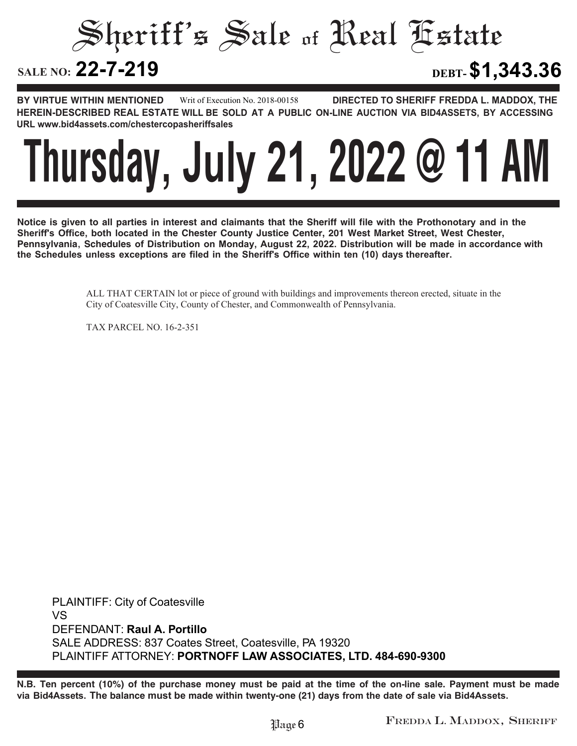# Sheriff's Sale of Real Estate

**SALE NO: 22-7-219** **DEBT- $1,343.36**

**BY VIRTUE WITHIN MENTIONED** Writ of Execution No. 2018-00158 **DIRECTED TO SHERIFF FREDDA L. MADDOX, THE HEREIN-DESCRIBED REAL ESTATE WILL BE SOLD AT A PUBLIC ON-LINE AUCTION VIA BID4ASSETS, BY ACCESSING URL www.bid4assets.com/chestercopasheriffsales**

# Thursday, July 21, 2022 @ 11 AM

**Notice is given to all parties in interest and claimants that the Sheriff will file with the Prothonotary and in the Sheriff's Office, both located in the Chester County Justice Center, 201 West Market Street, West Chester, Pennsylvania, Schedules of Distribution on Monday, August 22, 2022. Distribution will be made in accordance with the Schedules unless exceptions are filed in the Sheriff's Office within ten (10) days thereafter.**

ALL THAT CERTAIN lot or piece of ground with buildings and improvements thereon erected, situate in the City of Coatesville City, County of Chester, and Commonwealth of Pennsylvania.

TAX PARCEL NO. 16-2-351

PLAINTIFF: City of Coatesville
VS
DEFENDANT: **Raul A. Portillo**
SALE ADDRESS: 837 Coates Street, Coatesville, PA 19320
PLAINTIFF ATTORNEY: **PORTNOFF LAW ASSOCIATES, LTD. 484-690-9300**

**N.B. Ten percent (10%) of the purchase money must be paid at the time of the on-line sale. Payment must be made via Bid4Assets. The balance must be made within twenty-one (21) days from the date of sale via Bid4Assets.**

FREDDA L. MADDOX, SHERIFF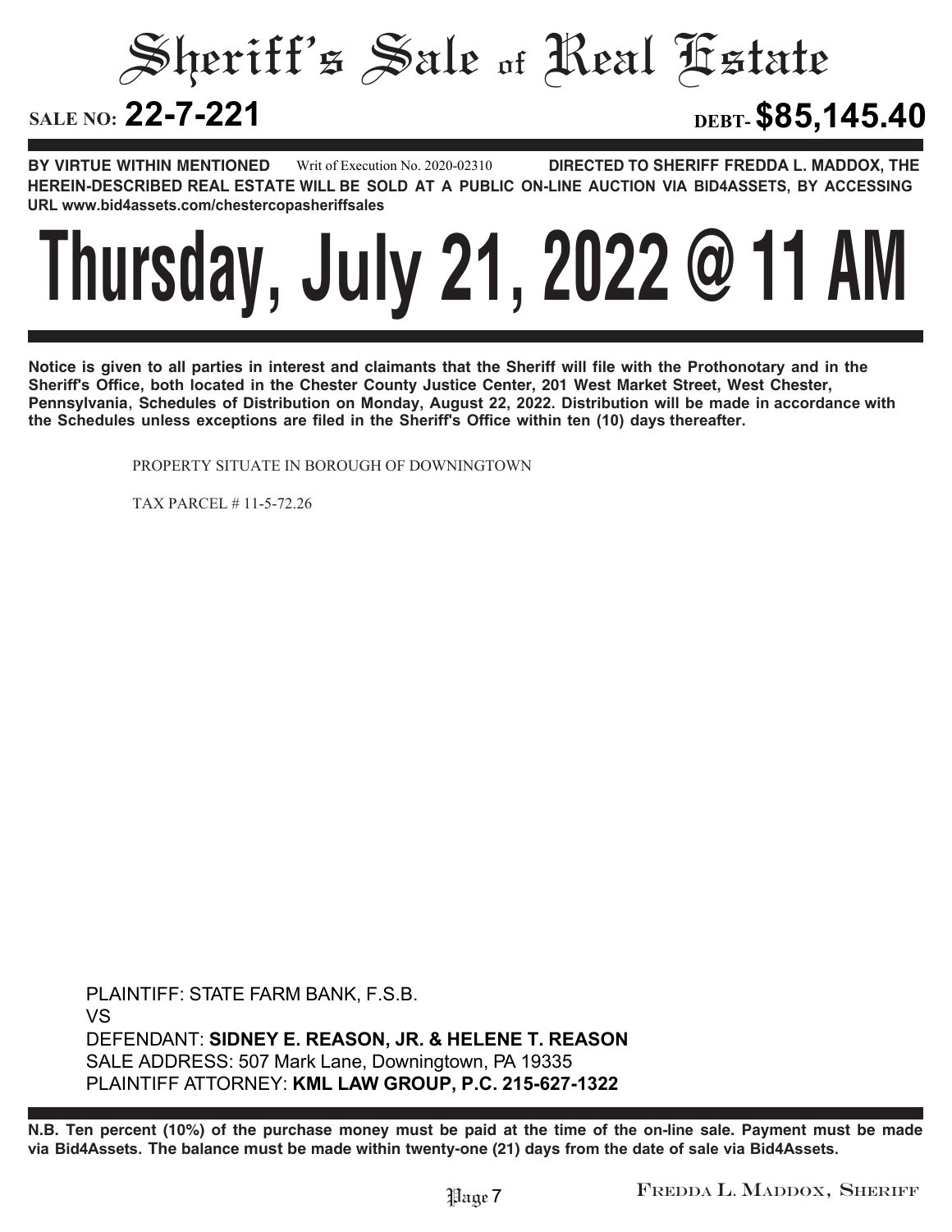# Sheriff's Sale of Real Estate

**SALE NO: 22-7-221** **DEBT- $85,145.40**

**BY VIRTUE WITHIN MENTIONED** Writ of Execution No. 2020-02310 **DIRECTED TO SHERIFF FREDDA L. MADDOX, THE HEREIN-DESCRIBED REAL ESTATE WILL BE SOLD AT A PUBLIC ON-LINE AUCTION VIA BID4ASSETS, BY ACCESSING URL www.bid4assets.com/chestercopasheriffsales**

# Thursday, July 21, 2022 @ 11 AM

**Notice is given to all parties in interest and claimants that the Sheriff will file with the Prothonotary and in the Sheriff's Office, both located in the Chester County Justice Center, 201 West Market Street, West Chester, Pennsylvania, Schedules of Distribution on Monday, August 22, 2022. Distribution will be made in accordance with the Schedules unless exceptions are filed in the Sheriff's Office within ten (10) days thereafter.**

PROPERTY SITUATE IN BOROUGH OF DOWNINGTOWN

TAX PARCEL # 11-5-72.26

PLAINTIFF: STATE FARM BANK, F.S.B.
VS
DEFENDANT: **SIDNEY E. REASON, JR. & HELENE T. REASON**
SALE ADDRESS: 507 Mark Lane, Downingtown, PA 19335
PLAINTIFF ATTORNEY: **KML LAW GROUP, P.C. 215-627-1322**

**N.B. Ten percent (10%) of the purchase money must be paid at the time of the on-line sale. Payment must be made via Bid4Assets. The balance must be made within twenty-one (21) days from the date of sale via Bid4Assets.**

FREDDA L. MADDOX, SHERIFF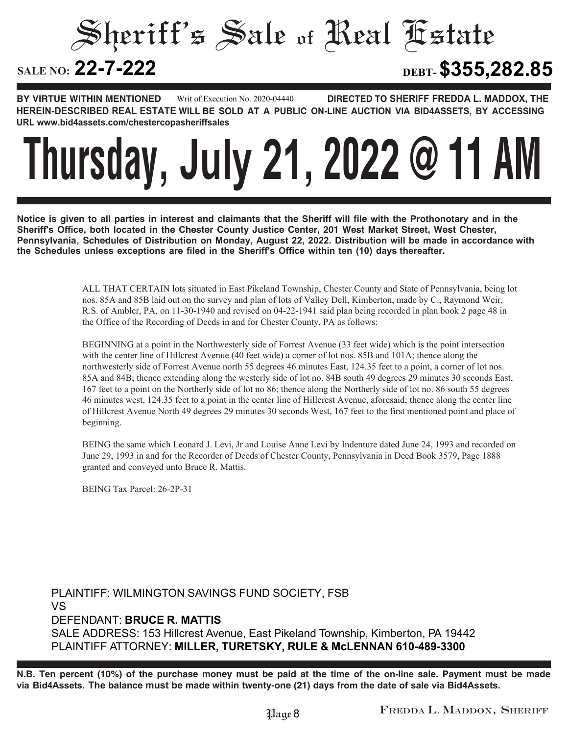# Sheriff's Sale of Real Estate

**SALE NO: 22-7-222** **DEBT- $355,282.85**

**BY VIRTUE WITHIN MENTIONED** Writ of Execution No. 2020-04440 **DIRECTED TO SHERIFF FREDDA L. MADDOX, THE HEREIN-DESCRIBED REAL ESTATE WILL BE SOLD AT A PUBLIC ON-LINE AUCTION VIA BID4ASSETS, BY ACCESSING URL www.bid4assets.com/chestercopasheriffsales**

# Thursday, July 21, 2022 @ 11 AM

**Notice is given to all parties in interest and claimants that the Sheriff will file with the Prothonotary and in the Sheriff's Office, both located in the Chester County Justice Center, 201 West Market Street, West Chester, Pennsylvania, Schedules of Distribution on Monday, August 22, 2022. Distribution will be made in accordance with the Schedules unless exceptions are filed in the Sheriff's Office within ten (10) days thereafter.**

ALL THAT CERTAIN lots situated in East Pikeland Township, Chester County and State of Pennsylvania, being lot nos. 85A and 85B laid out on the survey and plan of lots of Valley Dell, Kimberton, made by C., Raymond Weir, R.S. of Ambler, PA, on 11-30-1940 and revised on 04-22-1941 said plan being recorded in plan book 2 page 48 in the Office of the Recording of Deeds in and for Chester County, PA as follows:

BEGINNING at a point in the Northwesterly side of Forrest Avenue (33 feet wide) which is the point intersection with the center line of Hillcrest Avenue (40 feet wide) a corner of lot nos. 85B and 101A; thence along the northwesterly side of Forrest Avenue north 55 degrees 46 minutes East, 124.35 feet to a point, a corner of lot nos. 85A and 84B; thence extending along the westerly side of lot no. 84B south 49 degrees 29 minutes 30 seconds East, 167 feet to a point on the Northerly side of lot no 86; thence along the Northerly side of lot no. 86 south 55 degrees 46 minutes west, 124.35 feet to a point in the center line of Hillcrest Avenue, aforesaid; thence along the center line of Hillcrest Avenue North 49 degrees 29 minutes 30 seconds West, 167 feet to the first mentioned point and place of beginning.

BEING the same which Leonard J. Levi, Jr and Louise Anne Levi by Indenture dated June 24, 1993 and recorded on June 29, 1993 in and for the Recorder of Deeds of Chester County, Pennsylvania in Deed Book 3579, Page 1888 granted and conveyed unto Bruce R. Mattis.

BEING Tax Parcel: 26-2P-31

PLAINTIFF: WILMINGTON SAVINGS FUND SOCIETY, FSB
VS
DEFENDANT: **BRUCE R. MATTIS**
SALE ADDRESS: 153 Hillcrest Avenue, East Pikeland Township, Kimberton, PA 19442
PLAINTIFF ATTORNEY: **MILLER, TURETSKY, RULE & McLENNAN 610-489-3300**

**N.B. Ten percent (10%) of the purchase money must be paid at the time of the on-line sale. Payment must be made via Bid4Assets. The balance must be made within twenty-one (21) days from the date of sale via Bid4Assets.**

FREDDA L. MADDOX, SHERIFF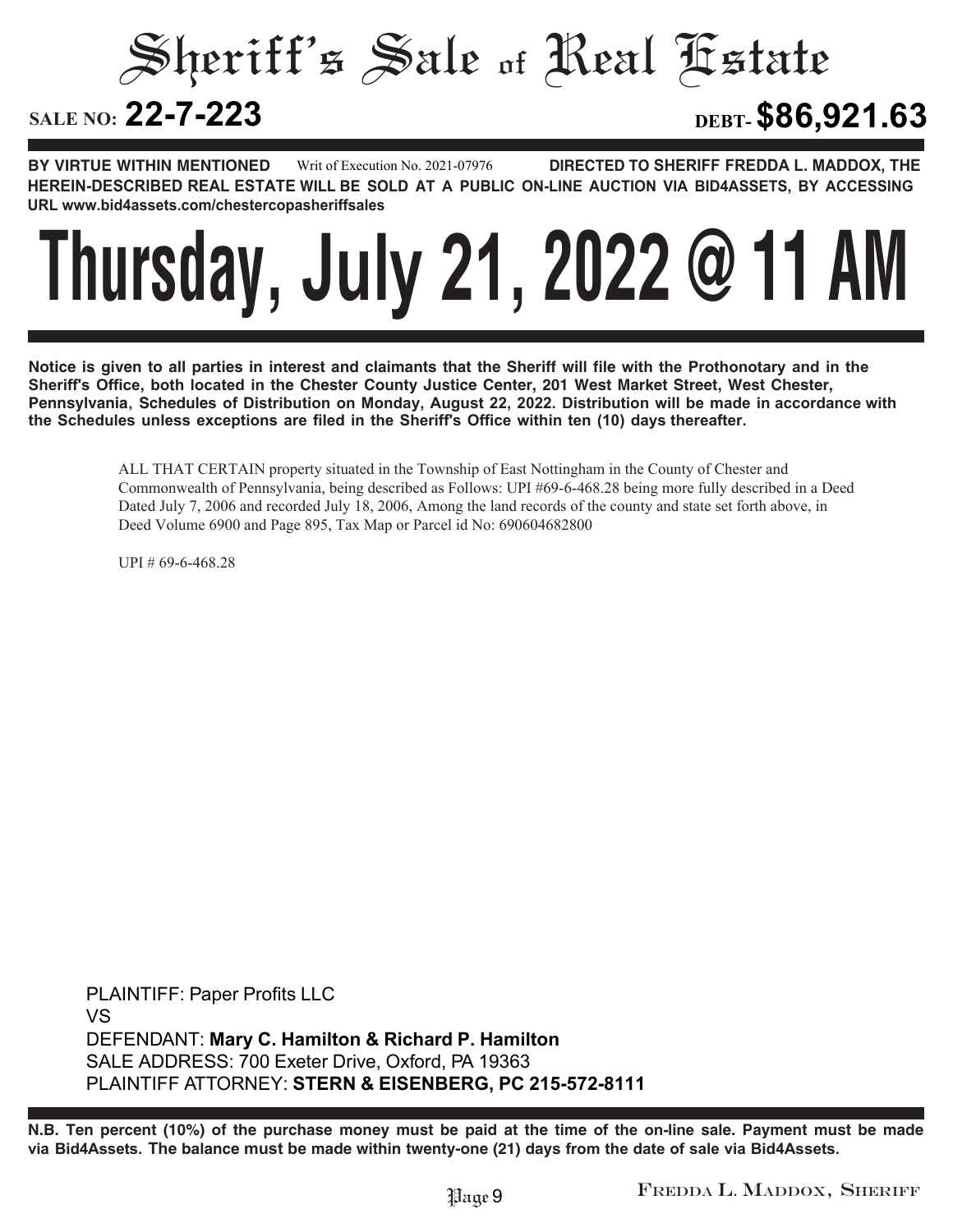# Sheriff's Sale of Real Estate

**SALE NO: 22-7-223** **DEBT- $86,921.63**

**BY VIRTUE WITHIN MENTIONED** Writ of Execution No. 2021-07976 **DIRECTED TO SHERIFF FREDDA L. MADDOX, THE HEREIN-DESCRIBED REAL ESTATE WILL BE SOLD AT A PUBLIC ON-LINE AUCTION VIA BID4ASSETS, BY ACCESSING URL www.bid4assets.com/chestercopasheriffsales**

# Thursday, July 21, 2022 @ 11 AM

**Notice is given to all parties in interest and claimants that the Sheriff will file with the Prothonotary and in the Sheriff's Office, both located in the Chester County Justice Center, 201 West Market Street, West Chester, Pennsylvania, Schedules of Distribution on Monday, August 22, 2022. Distribution will be made in accordance with the Schedules unless exceptions are filed in the Sheriff's Office within ten (10) days thereafter.**

ALL THAT CERTAIN property situated in the Township of East Nottingham in the County of Chester and Commonwealth of Pennsylvania, being described as Follows: UPI #69-6-468.28 being more fully described in a Deed Dated July 7, 2006 and recorded July 18, 2006, Among the land records of the county and state set forth above, in Deed Volume 6900 and Page 895, Tax Map or Parcel id No: 690604682800

UPI # 69-6-468.28

PLAINTIFF: Paper Profits LLC
VS
DEFENDANT: **Mary C. Hamilton & Richard P. Hamilton**
SALE ADDRESS: 700 Exeter Drive, Oxford, PA 19363
PLAINTIFF ATTORNEY: **STERN & EISENBERG, PC 215-572-8111**

**N.B. Ten percent (10%) of the purchase money must be paid at the time of the on-line sale. Payment must be made via Bid4Assets. The balance must be made within twenty-one (21) days from the date of sale via Bid4Assets.**

Fredda L. Maddox, Sheriff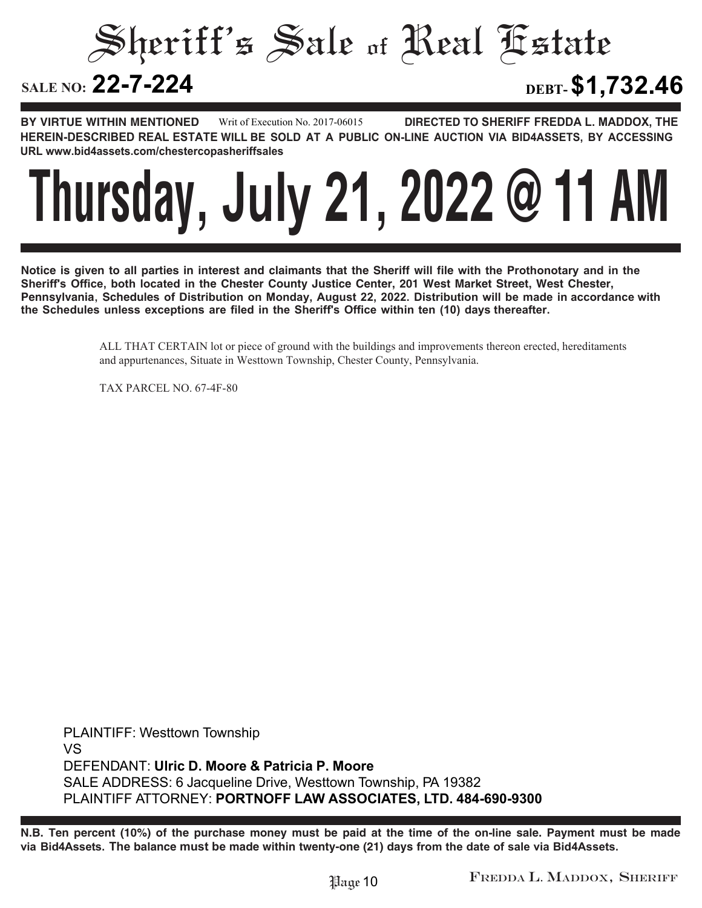# Sheriff's Sale of Real Estate

**SALE NO: 22-7-224** **DEBT- $1,732.46**

**BY VIRTUE WITHIN MENTIONED** Writ of Execution No. 2017-06015 **DIRECTED TO SHERIFF FREDDA L. MADDOX, THE HEREIN-DESCRIBED REAL ESTATE WILL BE SOLD AT A PUBLIC ON-LINE AUCTION VIA BID4ASSETS, BY ACCESSING URL www.bid4assets.com/chestercopasheriffsales**

# Thursday, July 21, 2022 @ 11 AM

**Notice is given to all parties in interest and claimants that the Sheriff will file with the Prothonotary and in the Sheriff's Office, both located in the Chester County Justice Center, 201 West Market Street, West Chester, Pennsylvania, Schedules of Distribution on Monday, August 22, 2022. Distribution will be made in accordance with the Schedules unless exceptions are filed in the Sheriff's Office within ten (10) days thereafter.**

ALL THAT CERTAIN lot or piece of ground with the buildings and improvements thereon erected, hereditaments and appurtenances, Situate in Westtown Township, Chester County, Pennsylvania.

TAX PARCEL NO. 67-4F-80

PLAINTIFF: Westtown Township
VS
DEFENDANT: **Ulric D. Moore & Patricia P. Moore**
SALE ADDRESS: 6 Jacqueline Drive, Westtown Township, PA 19382
PLAINTIFF ATTORNEY: **PORTNOFF LAW ASSOCIATES, LTD. 484-690-9300**

**N.B. Ten percent (10%) of the purchase money must be paid at the time of the on-line sale. Payment must be made via Bid4Assets. The balance must be made within twenty-one (21) days from the date of sale via Bid4Assets.**

FREDDA L. MADDOX, SHERIFF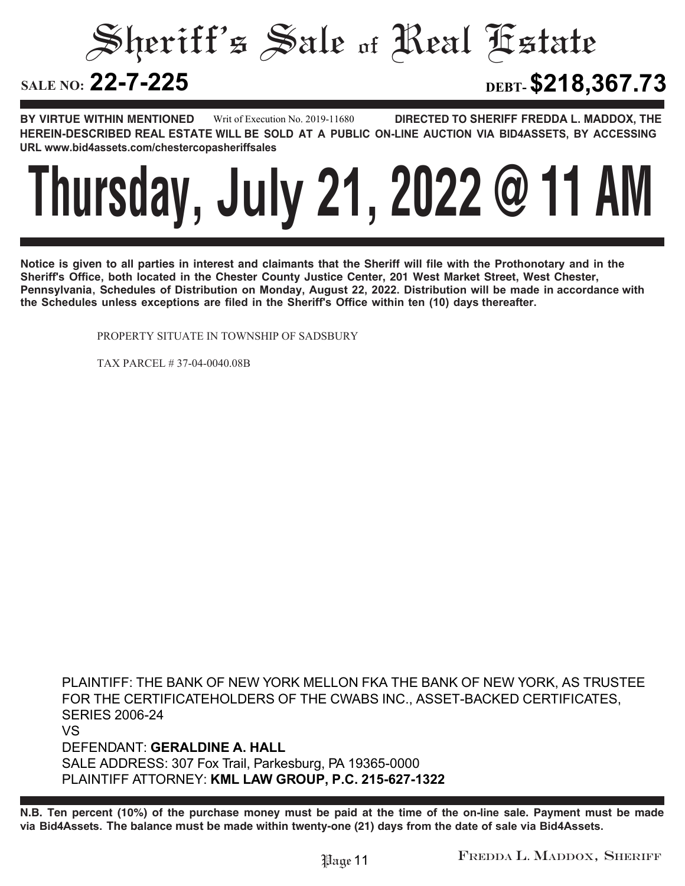# Sheriff's Sale of Real Estate

**SALE NO: 22-7-225** **DEBT- $218,367.73**

**BY VIRTUE WITHIN MENTIONED** Writ of Execution No. 2019-11680 **DIRECTED TO SHERIFF FREDDA L. MADDOX, THE HEREIN-DESCRIBED REAL ESTATE WILL BE SOLD AT A PUBLIC ON-LINE AUCTION VIA BID4ASSETS, BY ACCESSING URL www.bid4assets.com/chestercopasheriffsales**

# Thursday, July 21, 2022 @ 11 AM

**Notice is given to all parties in interest and claimants that the Sheriff will file with the Prothonotary and in the Sheriff's Office, both located in the Chester County Justice Center, 201 West Market Street, West Chester, Pennsylvania, Schedules of Distribution on Monday, August 22, 2022. Distribution will be made in accordance with the Schedules unless exceptions are filed in the Sheriff's Office within ten (10) days thereafter.**

PROPERTY SITUATE IN TOWNSHIP OF SADSBURY

TAX PARCEL # 37-04-0040.08B

PLAINTIFF: THE BANK OF NEW YORK MELLON FKA THE BANK OF NEW YORK, AS TRUSTEE FOR THE CERTIFICATEHOLDERS OF THE CWABS INC., ASSET-BACKED CERTIFICATES, SERIES 2006-24
VS
DEFENDANT: **GERALDINE A. HALL**
SALE ADDRESS: 307 Fox Trail, Parkesburg, PA 19365-0000
PLAINTIFF ATTORNEY: **KML LAW GROUP, P.C. 215-627-1322**

**N.B. Ten percent (10%) of the purchase money must be paid at the time of the on-line sale. Payment must be made via Bid4Assets. The balance must be made within twenty-one (21) days from the date of sale via Bid4Assets.**

FREDDA L. MADDOX, SHERIFF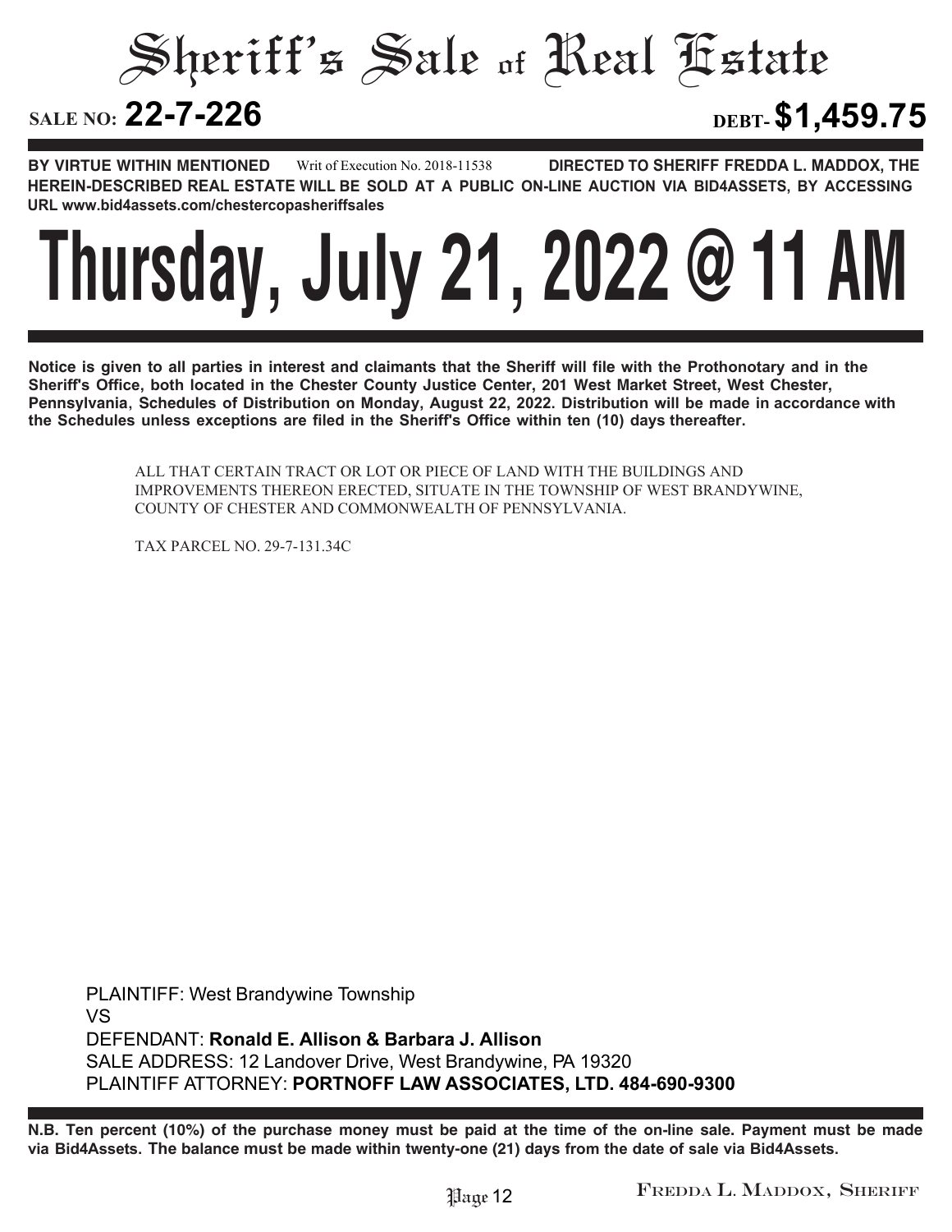# Sheriff's Sale of Real Estate

**SALE NO: 22-7-226** **DEBT- $1,459.75**

**BY VIRTUE WITHIN MENTIONED** Writ of Execution No. 2018-11538 **DIRECTED TO SHERIFF FREDDA L. MADDOX, THE HEREIN-DESCRIBED REAL ESTATE WILL BE SOLD AT A PUBLIC ON-LINE AUCTION VIA BID4ASSETS, BY ACCESSING URL www.bid4assets.com/chestercopasheriffsales**

# Thursday, July 21, 2022 @ 11 AM

**Notice is given to all parties in interest and claimants that the Sheriff will file with the Prothonotary and in the Sheriff's Office, both located in the Chester County Justice Center, 201 West Market Street, West Chester, Pennsylvania, Schedules of Distribution on Monday, August 22, 2022. Distribution will be made in accordance with the Schedules unless exceptions are filed in the Sheriff's Office within ten (10) days thereafter.**

ALL THAT CERTAIN TRACT OR LOT OR PIECE OF LAND WITH THE BUILDINGS AND IMPROVEMENTS THEREON ERECTED, SITUATE IN THE TOWNSHIP OF WEST BRANDYWINE, COUNTY OF CHESTER AND COMMONWEALTH OF PENNSYLVANIA.

TAX PARCEL NO. 29-7-131.34C

PLAINTIFF: West Brandywine Township
VS
DEFENDANT: **Ronald E. Allison & Barbara J. Allison**
SALE ADDRESS: 12 Landover Drive, West Brandywine, PA 19320
PLAINTIFF ATTORNEY: **PORTNOFF LAW ASSOCIATES, LTD. 484-690-9300**

**N.B. Ten percent (10%) of the purchase money must be paid at the time of the on-line sale. Payment must be made via Bid4Assets. The balance must be made within twenty-one (21) days from the date of sale via Bid4Assets.**

Fredda L. Maddox, Sheriff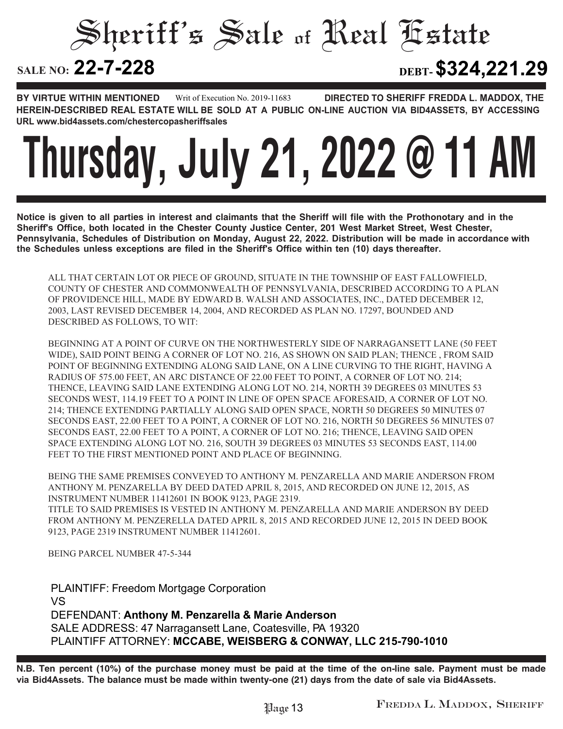# Sheriff's Sale of Real Estate

**SALE NO: 22-7-228** **DEBT- $324,221.29**

**BY VIRTUE WITHIN MENTIONED** Writ of Execution No. 2019-11683 **DIRECTED TO SHERIFF FREDDA L. MADDOX, THE HEREIN-DESCRIBED REAL ESTATE WILL BE SOLD AT A PUBLIC ON-LINE AUCTION VIA BID4ASSETS, BY ACCESSING URL www.bid4assets.com/chestercopasheriffsales**

# Thursday, July 21, 2022 @ 11 AM

**Notice is given to all parties in interest and claimants that the Sheriff will file with the Prothonotary and in the Sheriff's Office, both located in the Chester County Justice Center, 201 West Market Street, West Chester, Pennsylvania, Schedules of Distribution on Monday, August 22, 2022. Distribution will be made in accordance with the Schedules unless exceptions are filed in the Sheriff's Office within ten (10) days thereafter.**

ALL THAT CERTAIN LOT OR PIECE OF GROUND, SITUATE IN THE TOWNSHIP OF EAST FALLOWFIELD, COUNTY OF CHESTER AND COMMONWEALTH OF PENNSYLVANIA, DESCRIBED ACCORDING TO A PLAN OF PROVIDENCE HILL, MADE BY EDWARD B. WALSH AND ASSOCIATES, INC., DATED DECEMBER 12, 2003, LAST REVISED DECEMBER 14, 2004, AND RECORDED AS PLAN NO. 17297, BOUNDED AND DESCRIBED AS FOLLOWS, TO WIT:

BEGINNING AT A POINT OF CURVE ON THE NORTHWESTERLY SIDE OF NARRAGANSETT LANE (50 FEET WIDE), SAID POINT BEING A CORNER OF LOT NO. 216, AS SHOWN ON SAID PLAN; THENCE , FROM SAID POINT OF BEGINNING EXTENDING ALONG SAID LANE, ON A LINE CURVING TO THE RIGHT, HAVING A RADIUS OF 575.00 FEET, AN ARC DISTANCE OF 22.00 FEET TO POINT, A CORNER OF LOT NO. 214; THENCE, LEAVING SAID LANE EXTENDING ALONG LOT NO. 214, NORTH 39 DEGREES 03 MINUTES 53 SECONDS WEST, 114.19 FEET TO A POINT IN LINE OF OPEN SPACE AFORESAID, A CORNER OF LOT NO. 214; THENCE EXTENDING PARTIALLY ALONG SAID OPEN SPACE, NORTH 50 DEGREES 50 MINUTES 07 SECONDS EAST, 22.00 FEET TO A POINT, A CORNER OF LOT NO. 216, NORTH 50 DEGREES 56 MINUTES 07 SECONDS EAST, 22.00 FEET TO A POINT, A CORNER OF LOT NO. 216; THENCE, LEAVING SAID OPEN SPACE EXTENDING ALONG LOT NO. 216, SOUTH 39 DEGREES 03 MINUTES 53 SECONDS EAST, 114.00 FEET TO THE FIRST MENTIONED POINT AND PLACE OF BEGINNING.

BEING THE SAME PREMISES CONVEYED TO ANTHONY M. PENZARELLA AND MARIE ANDERSON FROM ANTHONY M. PENZARELLA BY DEED DATED APRIL 8, 2015, AND RECORDED ON JUNE 12, 2015, AS INSTRUMENT NUMBER 11412601 IN BOOK 9123, PAGE 2319.
TITLE TO SAID PREMISES IS VESTED IN ANTHONY M. PENZARELLA AND MARIE ANDERSON BY DEED FROM ANTHONY M. PENZERELLA DATED APRIL 8, 2015 AND RECORDED JUNE 12, 2015 IN DEED BOOK 9123, PAGE 2319 INSTRUMENT NUMBER 11412601.

BEING PARCEL NUMBER 47-5-344

PLAINTIFF: Freedom Mortgage Corporation
VS
DEFENDANT: **Anthony M. Penzarella & Marie Anderson**
SALE ADDRESS: 47 Narragansett Lane, Coatesville, PA 19320
PLAINTIFF ATTORNEY: **MCCABE, WEISBERG & CONWAY, LLC 215-790-1010**

**N.B. Ten percent (10%) of the purchase money must be paid at the time of the on-line sale. Payment must be made via Bid4Assets. The balance must be made within twenty-one (21) days from the date of sale via Bid4Assets.**

FREDDA L. MADDOX, SHERIFF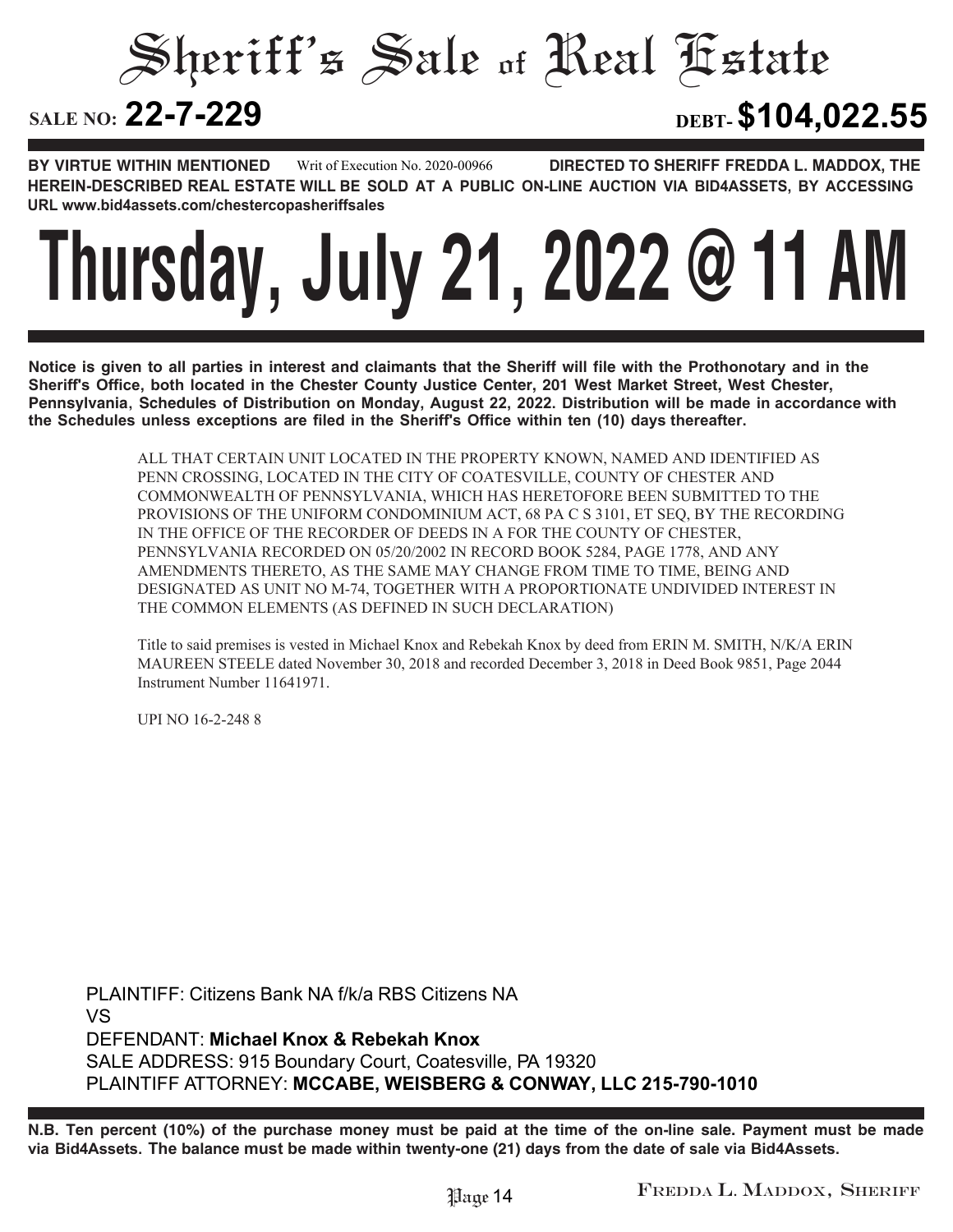# Sheriff's Sale of Real Estate

**SALE NO: 22-7-229** **DEBT- $104,022.55**

**BY VIRTUE WITHIN MENTIONED** Writ of Execution No. 2020-00966 **DIRECTED TO SHERIFF FREDDA L. MADDOX, THE HEREIN-DESCRIBED REAL ESTATE WILL BE SOLD AT A PUBLIC ON-LINE AUCTION VIA BID4ASSETS, BY ACCESSING URL www.bid4assets.com/chestercopasheriffsales**

# Thursday, July 21, 2022 @ 11 AM

**Notice is given to all parties in interest and claimants that the Sheriff will file with the Prothonotary and in the Sheriff's Office, both located in the Chester County Justice Center, 201 West Market Street, West Chester, Pennsylvania, Schedules of Distribution on Monday, August 22, 2022. Distribution will be made in accordance with the Schedules unless exceptions are filed in the Sheriff's Office within ten (10) days thereafter.**

ALL THAT CERTAIN UNIT LOCATED IN THE PROPERTY KNOWN, NAMED AND IDENTIFIED AS PENN CROSSING, LOCATED IN THE CITY OF COATESVILLE, COUNTY OF CHESTER AND COMMONWEALTH OF PENNSYLVANIA, WHICH HAS HERETOFORE BEEN SUBMITTED TO THE PROVISIONS OF THE UNIFORM CONDOMINIUM ACT, 68 PA C S 3101, ET SEQ, BY THE RECORDING IN THE OFFICE OF THE RECORDER OF DEEDS IN A FOR THE COUNTY OF CHESTER, PENNSYLVANIA RECORDED ON 05/20/2002 IN RECORD BOOK 5284, PAGE 1778, AND ANY AMENDMENTS THERETO, AS THE SAME MAY CHANGE FROM TIME TO TIME, BEING AND DESIGNATED AS UNIT NO M-74, TOGETHER WITH A PROPORTIONATE UNDIVIDED INTEREST IN THE COMMON ELEMENTS (AS DEFINED IN SUCH DECLARATION)

Title to said premises is vested in Michael Knox and Rebekah Knox by deed from ERIN M. SMITH, N/K/A ERIN MAUREEN STEELE dated November 30, 2018 and recorded December 3, 2018 in Deed Book 9851, Page 2044 Instrument Number 11641971.

UPI NO 16-2-248 8

PLAINTIFF: Citizens Bank NA f/k/a RBS Citizens NA
VS
DEFENDANT: **Michael Knox & Rebekah Knox**
SALE ADDRESS: 915 Boundary Court, Coatesville, PA 19320
PLAINTIFF ATTORNEY: **MCCABE, WEISBERG & CONWAY, LLC 215-790-1010**

**N.B. Ten percent (10%) of the purchase money must be paid at the time of the on-line sale. Payment must be made via Bid4Assets. The balance must be made within twenty-one (21) days from the date of sale via Bid4Assets.**

FREDDA L. MADDOX, SHERIFF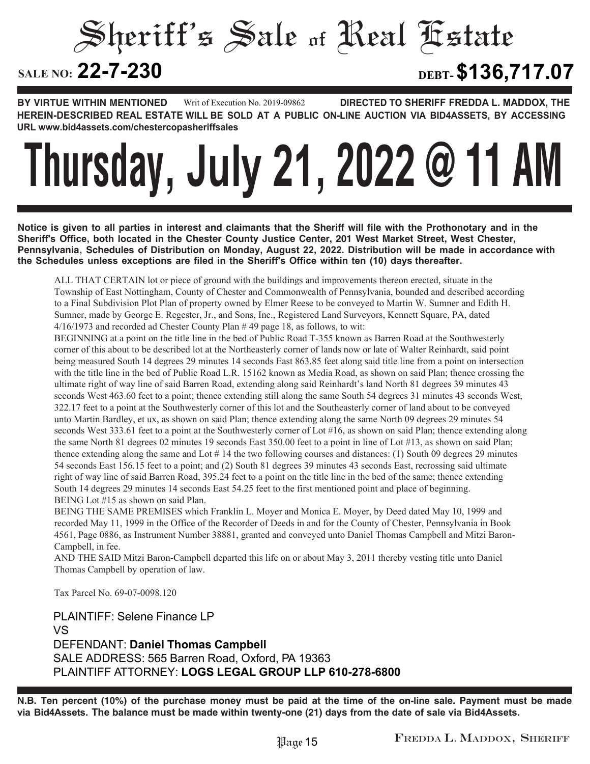# Sheriff's Sale of Real Estate

**SALE NO: 22-7-230** **DEBT- $136,717.07**

**BY VIRTUE WITHIN MENTIONED** Writ of Execution No. 2019-09862 **DIRECTED TO SHERIFF FREDDA L. MADDOX, THE HEREIN-DESCRIBED REAL ESTATE WILL BE SOLD AT A PUBLIC ON-LINE AUCTION VIA BID4ASSETS, BY ACCESSING URL www.bid4assets.com/chestercopasheriffsales**

# Thursday, July 21, 2022 @ 11 AM

**Notice is given to all parties in interest and claimants that the Sheriff will file with the Prothonotary and in the Sheriff's Office, both located in the Chester County Justice Center, 201 West Market Street, West Chester, Pennsylvania, Schedules of Distribution on Monday, August 22, 2022. Distribution will be made in accordance with the Schedules unless exceptions are filed in the Sheriff's Office within ten (10) days thereafter.**

ALL THAT CERTAIN lot or piece of ground with the buildings and improvements thereon erected, situate in the Township of East Nottingham, County of Chester and Commonwealth of Pennsylvania, bounded and described according to a Final Subdivision Plot Plan of property owned by Elmer Reese to be conveyed to Martin W. Sumner and Edith H. Sumner, made by George E. Regester, Jr., and Sons, Inc., Registered Land Surveyors, Kennett Square, PA, dated 4/16/1973 and recorded ad Chester County Plan # 49 page 18, as follows, to wit:

BEGINNING at a point on the title line in the bed of Public Road T-355 known as Barren Road at the Southwesterly corner of this about to be described lot at the Northeasterly corner of lands now or late of Walter Reinhardt, said point being measured South 14 degrees 29 minutes 14 seconds East 863.85 feet along said title line from a point on intersection with the title line in the bed of Public Road L.R. 15162 known as Media Road, as shown on said Plan; thence crossing the ultimate right of way line of said Barren Road, extending along said Reinhardt's land North 81 degrees 39 minutes 43 seconds West 463.60 feet to a point; thence extending still along the same South 54 degrees 31 minutes 43 seconds West, 322.17 feet to a point at the Southwesterly corner of this lot and the Southeasterly corner of land about to be conveyed unto Martin Bardley, et ux, as shown on said Plan; thence extending along the same North 09 degrees 29 minutes 54 seconds West 333.61 feet to a point at the Southwesterly corner of Lot #16, as shown on said Plan; thence extending along the same North 81 degrees 02 minutes 19 seconds East 350.00 feet to a point in line of Lot #13, as shown on said Plan; thence extending along the same and Lot # 14 the two following courses and distances: (1) South 09 degrees 29 minutes 54 seconds East 156.15 feet to a point; and (2) South 81 degrees 39 minutes 43 seconds East, recrossing said ultimate right of way line of said Barren Road, 395.24 feet to a point on the title line in the bed of the same; thence extending South 14 degrees 29 minutes 14 seconds East 54.25 feet to the first mentioned point and place of beginning.

BEING Lot #15 as shown on said Plan.

BEING THE SAME PREMISES which Franklin L. Moyer and Monica E. Moyer, by Deed dated May 10, 1999 and recorded May 11, 1999 in the Office of the Recorder of Deeds in and for the County of Chester, Pennsylvania in Book 4561, Page 0886, as Instrument Number 38881, granted and conveyed unto Daniel Thomas Campbell and Mitzi Baron-Campbell, in fee.

AND THE SAID Mitzi Baron-Campbell departed this life on or about May 3, 2011 thereby vesting title unto Daniel Thomas Campbell by operation of law.

Tax Parcel No. 69-07-0098.120

PLAINTIFF: Selene Finance LP
VS
DEFENDANT: **Daniel Thomas Campbell**
SALE ADDRESS: 565 Barren Road, Oxford, PA 19363
PLAINTIFF ATTORNEY: **LOGS LEGAL GROUP LLP 610-278-6800**

**N.B. Ten percent (10%) of the purchase money must be paid at the time of the on-line sale. Payment must be made via Bid4Assets. The balance must be made within twenty-one (21) days from the date of sale via Bid4Assets.**

Fredda L. Maddox, Sheriff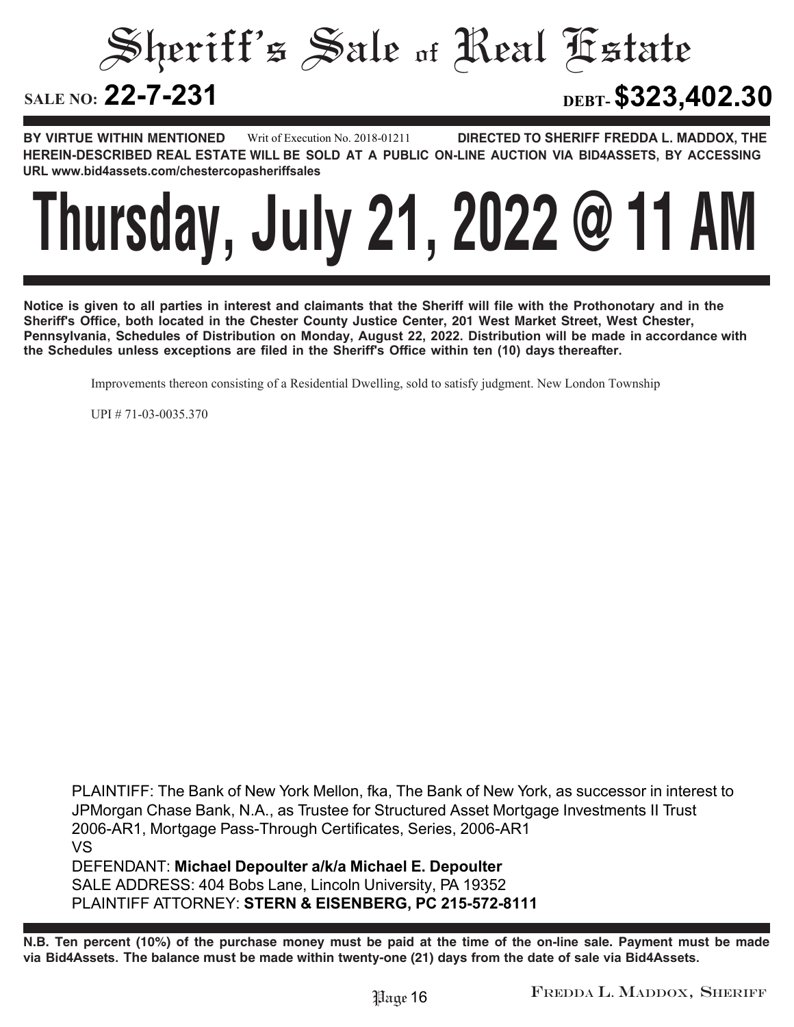# Sheriff's Sale of Real Estate

**SALE NO: 22-7-231** **DEBT- $323,402.30**

**BY VIRTUE WITHIN MENTIONED** Writ of Execution No. 2018-01211 **DIRECTED TO SHERIFF FREDDA L. MADDOX, THE HEREIN-DESCRIBED REAL ESTATE WILL BE SOLD AT A PUBLIC ON-LINE AUCTION VIA BID4ASSETS, BY ACCESSING URL www.bid4assets.com/chestercopasheriffsales**

# Thursday, July 21, 2022 @ 11 AM

**Notice is given to all parties in interest and claimants that the Sheriff will file with the Prothonotary and in the Sheriff's Office, both located in the Chester County Justice Center, 201 West Market Street, West Chester, Pennsylvania, Schedules of Distribution on Monday, August 22, 2022. Distribution will be made in accordance with the Schedules unless exceptions are filed in the Sheriff's Office within ten (10) days thereafter.**

Improvements thereon consisting of a Residential Dwelling, sold to satisfy judgment. New London Township

UPI # 71-03-0035.370

PLAINTIFF: The Bank of New York Mellon, fka, The Bank of New York, as successor in interest to JPMorgan Chase Bank, N.A., as Trustee for Structured Asset Mortgage Investments II Trust 2006-AR1, Mortgage Pass-Through Certificates, Series, 2006-AR1

VS

DEFENDANT: **Michael Depoulter a/k/a Michael E. Depoulter**

SALE ADDRESS: 404 Bobs Lane, Lincoln University, PA 19352

PLAINTIFF ATTORNEY: **STERN & EISENBERG, PC 215-572-8111**

**N.B. Ten percent (10%) of the purchase money must be paid at the time of the on-line sale. Payment must be made via Bid4Assets. The balance must be made within twenty-one (21) days from the date of sale via Bid4Assets.**

Fredda L. Maddox, Sheriff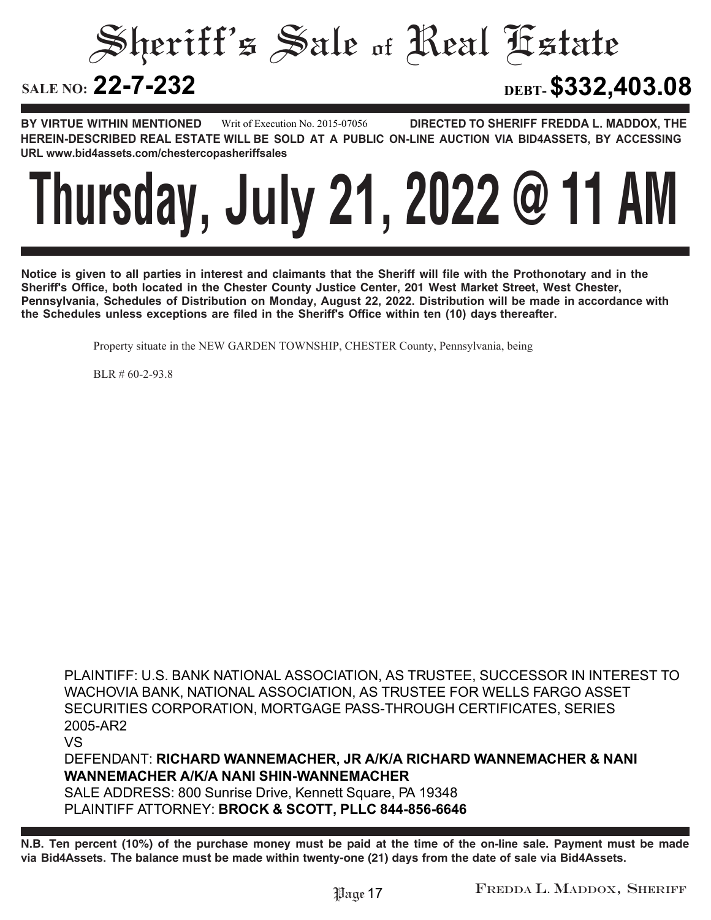# Sheriff's Sale of Real Estate

**SALE NO: 22-7-232** **DEBT- $332,403.08**

**BY VIRTUE WITHIN MENTIONED** Writ of Execution No. 2015-07056 **DIRECTED TO SHERIFF FREDDA L. MADDOX, THE HEREIN-DESCRIBED REAL ESTATE WILL BE SOLD AT A PUBLIC ON-LINE AUCTION VIA BID4ASSETS, BY ACCESSING URL www.bid4assets.com/chestercopasheriffsales**

# Thursday, July 21, 2022 @ 11 AM

**Notice is given to all parties in interest and claimants that the Sheriff will file with the Prothonotary and in the Sheriff's Office, both located in the Chester County Justice Center, 201 West Market Street, West Chester, Pennsylvania, Schedules of Distribution on Monday, August 22, 2022. Distribution will be made in accordance with the Schedules unless exceptions are filed in the Sheriff's Office within ten (10) days thereafter.**

Property situate in the NEW GARDEN TOWNSHIP, CHESTER County, Pennsylvania, being

BLR # 60-2-93.8

PLAINTIFF: U.S. BANK NATIONAL ASSOCIATION, AS TRUSTEE, SUCCESSOR IN INTEREST TO WACHOVIA BANK, NATIONAL ASSOCIATION, AS TRUSTEE FOR WELLS FARGO ASSET SECURITIES CORPORATION, MORTGAGE PASS-THROUGH CERTIFICATES, SERIES 2005-AR2

VS

DEFENDANT: **RICHARD WANNEMACHER, JR A/K/A RICHARD WANNEMACHER & NANI WANNEMACHER A/K/A NANI SHIN-WANNEMACHER**

SALE ADDRESS: 800 Sunrise Drive, Kennett Square, PA 19348

PLAINTIFF ATTORNEY: **BROCK & SCOTT, PLLC 844-856-6646**

**N.B. Ten percent (10%) of the purchase money must be paid at the time of the on-line sale. Payment must be made via Bid4Assets. The balance must be made within twenty-one (21) days from the date of sale via Bid4Assets.**

FREDDA L. MADDOX, SHERIFF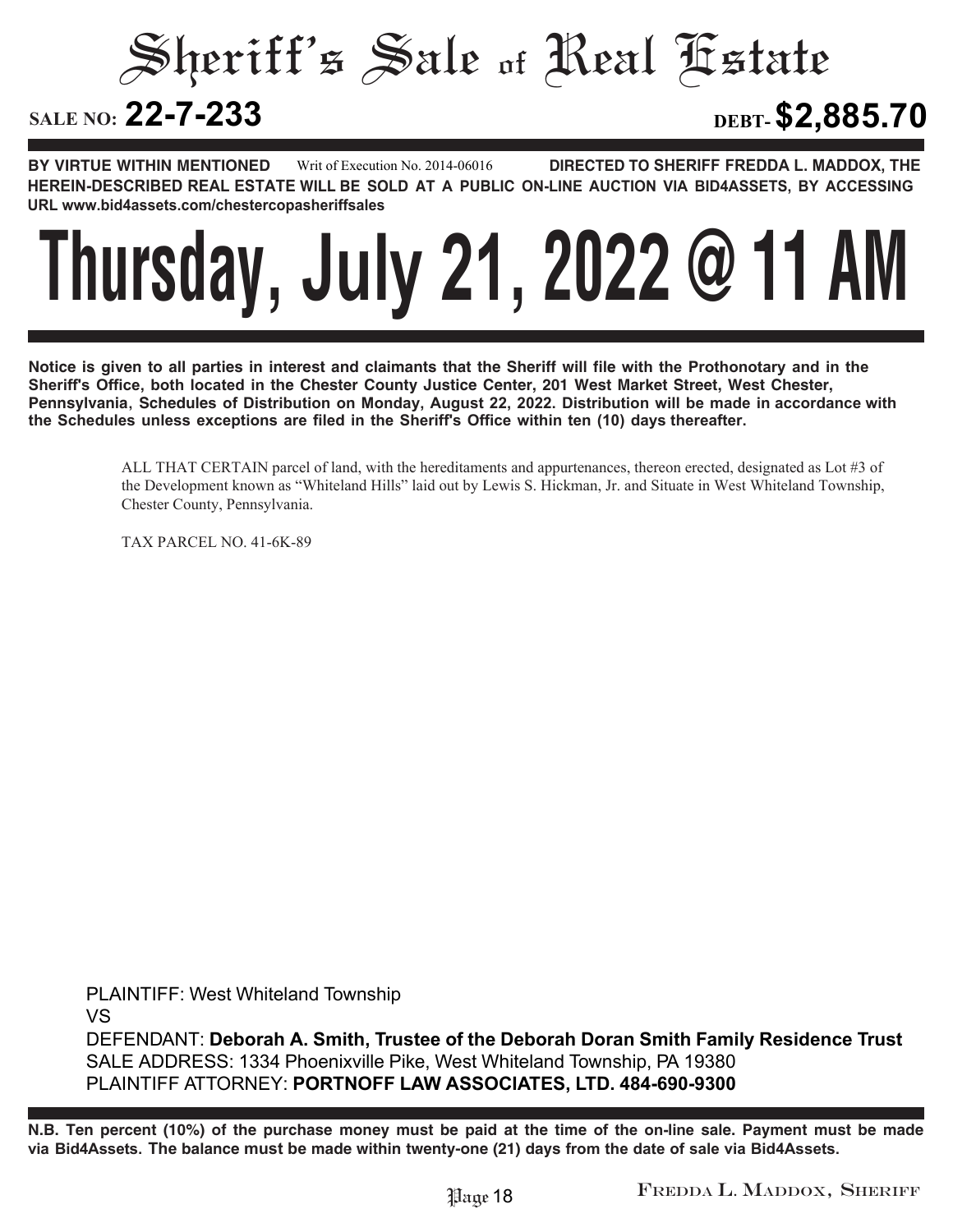# Sheriff's Sale of Real Estate

**SALE NO: 22-7-233** **DEBT- $2,885.70**

**BY VIRTUE WITHIN MENTIONED** Writ of Execution No. 2014-06016 **DIRECTED TO SHERIFF FREDDA L. MADDOX, THE HEREIN-DESCRIBED REAL ESTATE WILL BE SOLD AT A PUBLIC ON-LINE AUCTION VIA BID4ASSETS, BY ACCESSING URL www.bid4assets.com/chestercopasheriffsales**

# Thursday, July 21, 2022 @ 11 AM

**Notice is given to all parties in interest and claimants that the Sheriff will file with the Prothonotary and in the Sheriff's Office, both located in the Chester County Justice Center, 201 West Market Street, West Chester, Pennsylvania, Schedules of Distribution on Monday, August 22, 2022. Distribution will be made in accordance with the Schedules unless exceptions are filed in the Sheriff's Office within ten (10) days thereafter.**

ALL THAT CERTAIN parcel of land, with the hereditaments and appurtenances, thereon erected, designated as Lot #3 of the Development known as "Whiteland Hills" laid out by Lewis S. Hickman, Jr. and Situate in West Whiteland Township, Chester County, Pennsylvania.

TAX PARCEL NO. 41-6K-89

PLAINTIFF: West Whiteland Township
VS
DEFENDANT: **Deborah A. Smith, Trustee of the Deborah Doran Smith Family Residence Trust**
SALE ADDRESS: 1334 Phoenixville Pike, West Whiteland Township, PA 19380
PLAINTIFF ATTORNEY: **PORTNOFF LAW ASSOCIATES, LTD. 484-690-9300**

**N.B. Ten percent (10%) of the purchase money must be paid at the time of the on-line sale. Payment must be made via Bid4Assets. The balance must be made within twenty-one (21) days from the date of sale via Bid4Assets.**

FREDDA L. MADDOX, SHERIFF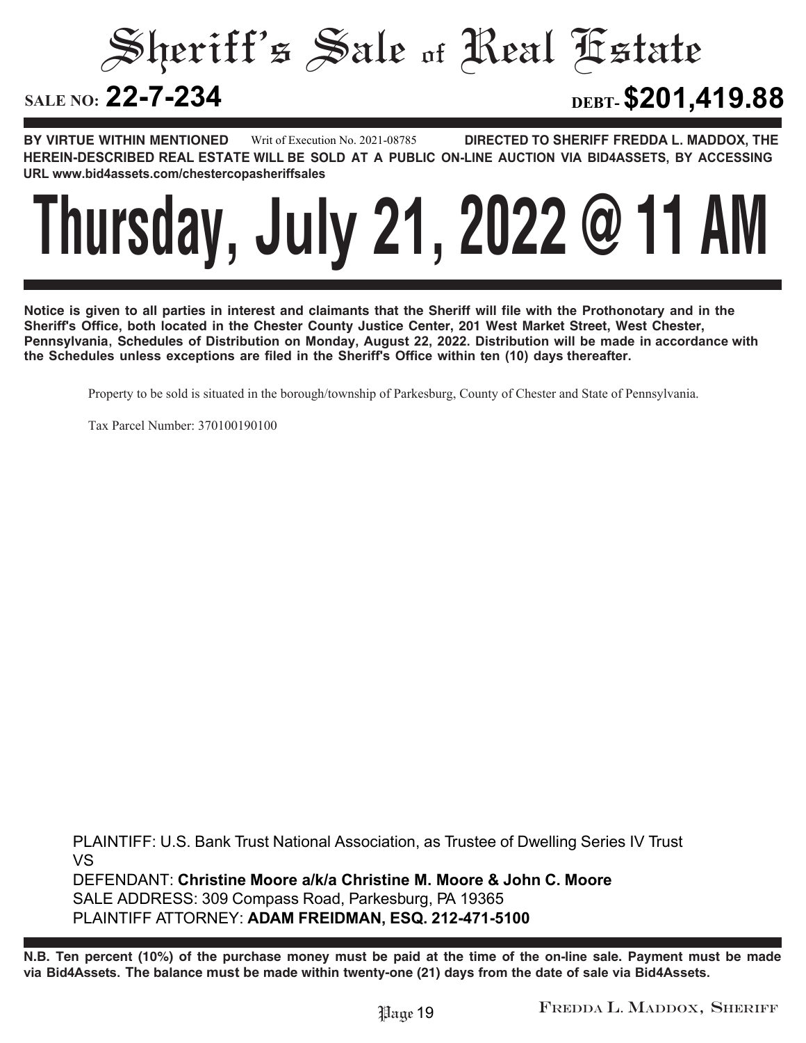# Sheriff's Sale of Real Estate

**SALE NO: 22-7-234** **DEBT- $201,419.88**

**BY VIRTUE WITHIN MENTIONED** Writ of Execution No. 2021-08785 **DIRECTED TO SHERIFF FREDDA L. MADDOX, THE HEREIN-DESCRIBED REAL ESTATE WILL BE SOLD AT A PUBLIC ON-LINE AUCTION VIA BID4ASSETS, BY ACCESSING URL www.bid4assets.com/chestercopasheriffsales**

# Thursday, July 21, 2022 @ 11 AM

**Notice is given to all parties in interest and claimants that the Sheriff will file with the Prothonotary and in the Sheriff's Office, both located in the Chester County Justice Center, 201 West Market Street, West Chester, Pennsylvania, Schedules of Distribution on Monday, August 22, 2022. Distribution will be made in accordance with the Schedules unless exceptions are filed in the Sheriff's Office within ten (10) days thereafter.**

Property to be sold is situated in the borough/township of Parkesburg, County of Chester and State of Pennsylvania.

Tax Parcel Number: 370100190100

PLAINTIFF: U.S. Bank Trust National Association, as Trustee of Dwelling Series IV Trust
VS
DEFENDANT: **Christine Moore a/k/a Christine M. Moore & John C. Moore**
SALE ADDRESS: 309 Compass Road, Parkesburg, PA 19365
PLAINTIFF ATTORNEY: **ADAM FREIDMAN, ESQ. 212-471-5100**

**N.B. Ten percent (10%) of the purchase money must be paid at the time of the on-line sale. Payment must be made via Bid4Assets. The balance must be made within twenty-one (21) days from the date of sale via Bid4Assets.**

FREDDA L. MADDOX, SHERIFF